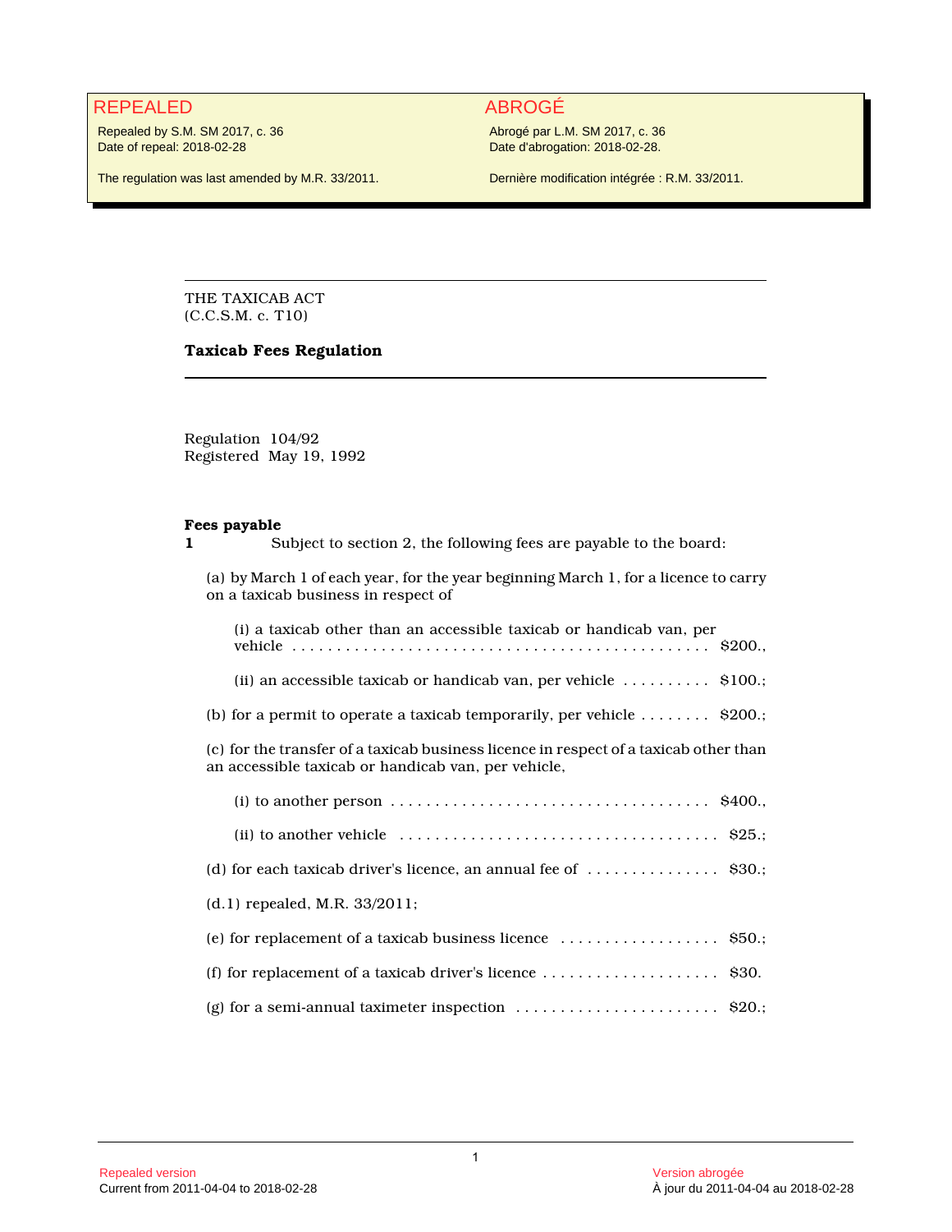**REPEALED**

Repealed by S.M. SM 2017, c. 36
Date of repeal: 2018-02-28

The regulation was last amended by M.R. 33/2011.

**ABROGÉ**

Abrogé par L.M. SM 2017, c. 36
Date d'abrogation: 2018-02-28.

Dernière modification intégrée : R.M. 33/2011.

---

THE TAXICAB ACT
(C.C.S.M. c. T10)

**Taxicab Fees Regulation**

---

Regulation 104/92
Registered May 19, 1992

**Fees payable**

**1** Subject to section 2, the following fees are payable to the board:

(a) by March 1 of each year, for the year beginning March 1, for a licence to carry on a taxicab business in respect of

(i) a taxicab other than an accessible taxicab or handicab van, per vehicle . . . . . . . . . . . . . . . . . . . . . . . . . . . . . . . . . . . . . . . . . . . . . . . $200.,

(ii) an accessible taxicab or handicab van, per vehicle . . . . . . . . . . $100.;

(b) for a permit to operate a taxicab temporarily, per vehicle . . . . . . . . $200.;

(c) for the transfer of a taxicab business licence in respect of a taxicab other than an accessible taxicab or handicab van, per vehicle,

(i) to another person . . . . . . . . . . . . . . . . . . . . . . . . . . . . . . . . . . . . $400.,

(ii) to another vehicle . . . . . . . . . . . . . . . . . . . . . . . . . . . . . . . . . . . . $25.;

(d) for each taxicab driver's licence, an annual fee of . . . . . . . . . . . . . . . $30.;

(d.1) repealed, M.R. 33/2011;

(e) for replacement of a taxicab business licence . . . . . . . . . . . . . . . . . . $50.;

(f) for replacement of a taxicab driver's licence . . . . . . . . . . . . . . . . . . . . $30.

(g) for a semi-annual taximeter inspection . . . . . . . . . . . . . . . . . . . . . . . $20.;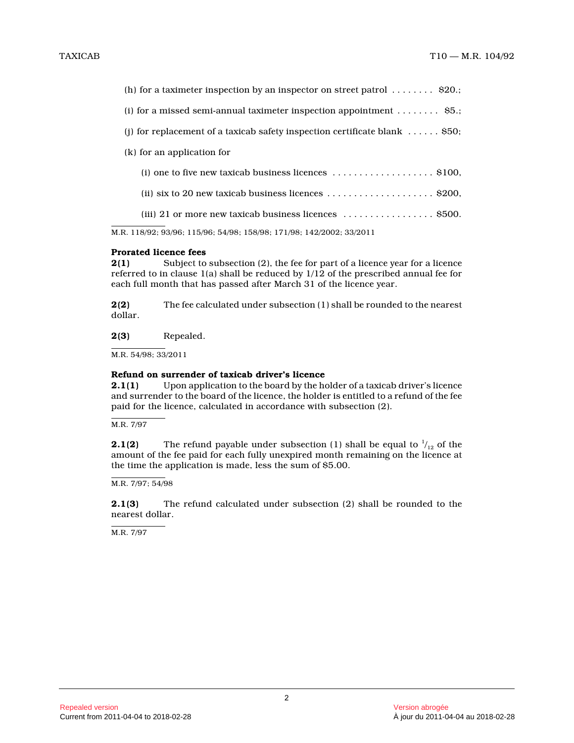(h) for a taximeter inspection by an inspector on street patrol . . . . . . . . $20.;

(i) for a missed semi-annual taximeter inspection appointment . . . . . . . . $5.;

(j) for replacement of a taxicab safety inspection certificate blank . . . . . . $50;

(k) for an application for

(i) one to five new taxicab business licences . . . . . . . . . . . . . . . . . . . $100,

(ii) six to 20 new taxicab business licences . . . . . . . . . . . . . . . . . . . . $200,

(iii) 21 or more new taxicab business licences . . . . . . . . . . . . . . . . . $500.

M.R. 118/92; 93/96; 115/96; 54/98; 158/98; 171/98; 142/2002; 33/2011

**Prorated licence fees**

**2(1)** Subject to subsection (2), the fee for part of a licence year for a licence referred to in clause 1(a) shall be reduced by 1/12 of the prescribed annual fee for each full month that has passed after March 31 of the licence year.

**2(2)** The fee calculated under subsection (1) shall be rounded to the nearest dollar.

**2(3)** Repealed.

M.R. 54/98; 33/2011

**Refund on surrender of taxicab driver's licence**

**2.1(1)** Upon application to the board by the holder of a taxicab driver's licence and surrender to the board of the licence, the holder is entitled to a refund of the fee paid for the licence, calculated in accordance with subsection (2).

M.R. 7/97

**2.1(2)** The refund payable under subsection (1) shall be equal to $^1/_{12}$ of the amount of the fee paid for each fully unexpired month remaining on the licence at the time the application is made, less the sum of $5.00.

M.R. 7/97; 54/98

**2.1(3)** The refund calculated under subsection (2) shall be rounded to the nearest dollar.

M.R. 7/97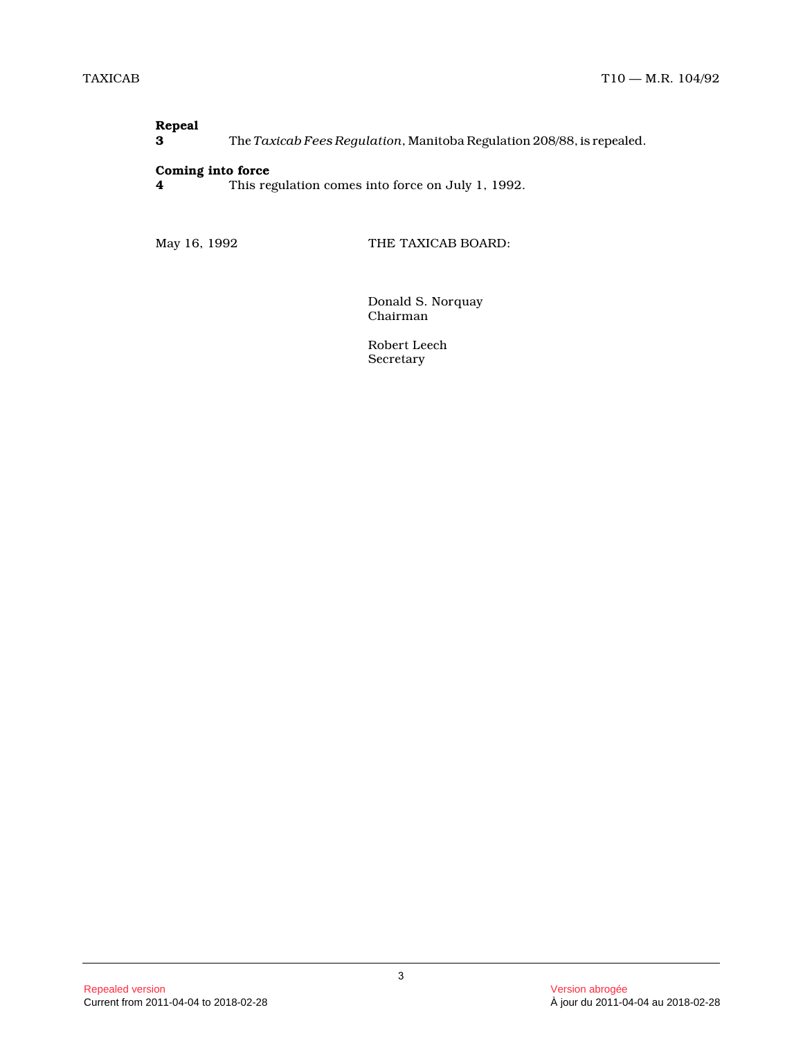**Repeal**

**3** The *Taxicab Fees Regulation*, Manitoba Regulation 208/88, is repealed.

**Coming into force**

**4** This regulation comes into force on July 1, 1992.

May 16, 1992

THE TAXICAB BOARD:

Donald S. Norquay
Chairman

Robert Leech
Secretary